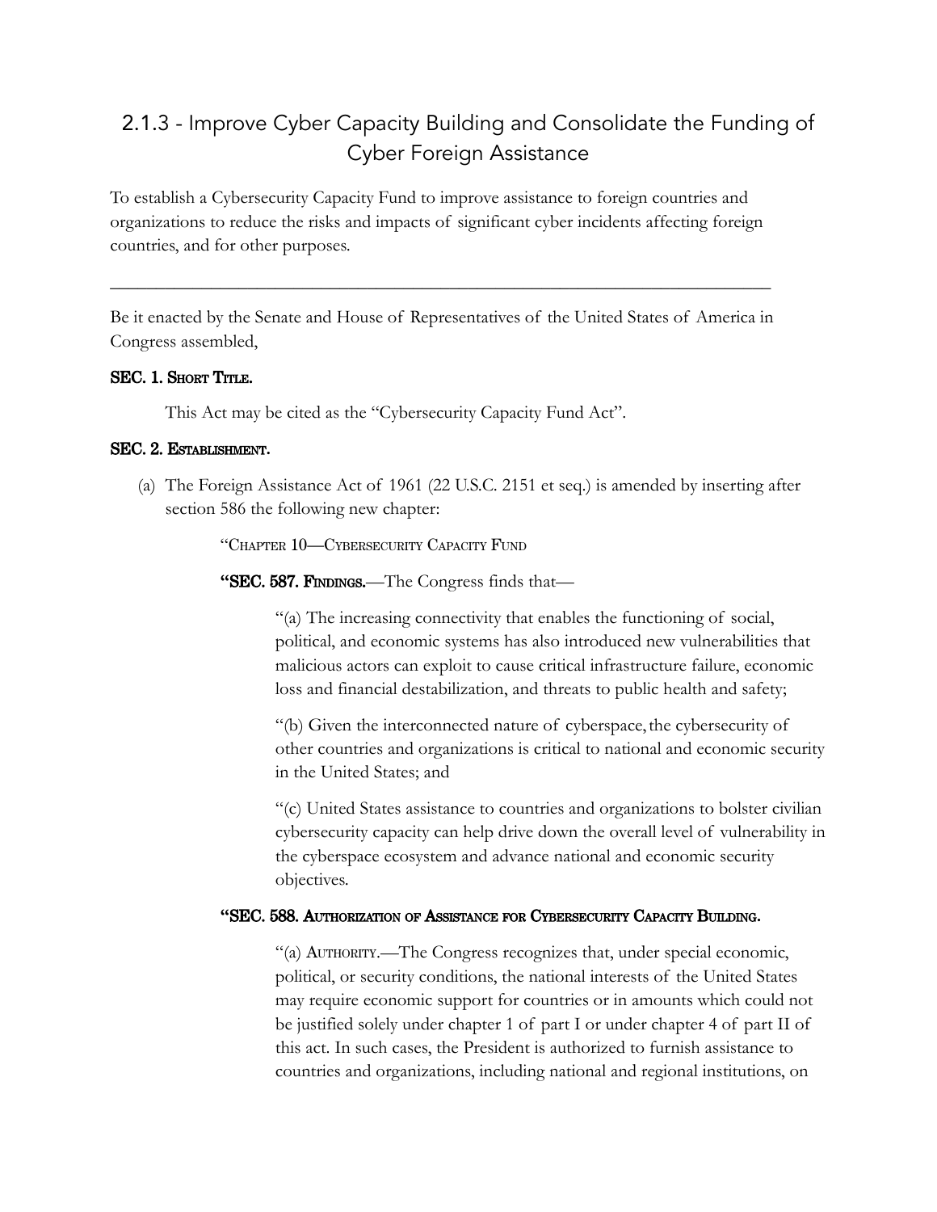# 2.1.3 - Improve Cyber Capacity Building and Consolidate the Funding of Cyber Foreign Assistance

To establish a Cybersecurity Capacity Fund to improve assistance to foreign countries and organizations to reduce the risks and impacts of significant cyber incidents affecting foreign countries, and for other purposes.

---

Be it enacted by the Senate and House of Representatives of the United States of America in Congress assembled,

**SEC. 1. SHORT TITLE.**

This Act may be cited as the "Cybersecurity Capacity Fund Act".

**SEC. 2. ESTABLISHMENT.**

(a) The Foreign Assistance Act of 1961 (22 U.S.C. 2151 et seq.) is amended by inserting after section 586 the following new chapter:

"CHAPTER 10—CYBERSECURITY CAPACITY FUND

**"SEC. 587. FINDINGS.**—The Congress finds that—

"(a) The increasing connectivity that enables the functioning of social, political, and economic systems has also introduced new vulnerabilities that malicious actors can exploit to cause critical infrastructure failure, economic loss and financial destabilization, and threats to public health and safety;

"(b) Given the interconnected nature of cyberspace, the cybersecurity of other countries and organizations is critical to national and economic security in the United States; and

"(c) United States assistance to countries and organizations to bolster civilian cybersecurity capacity can help drive down the overall level of vulnerability in the cyberspace ecosystem and advance national and economic security objectives.

**"SEC. 588. AUTHORIZATION OF ASSISTANCE FOR CYBERSECURITY CAPACITY BUILDING.**

"(a) AUTHORITY.—The Congress recognizes that, under special economic, political, or security conditions, the national interests of the United States may require economic support for countries or in amounts which could not be justified solely under chapter 1 of part I or under chapter 4 of part II of this act. In such cases, the President is authorized to furnish assistance to countries and organizations, including national and regional institutions, on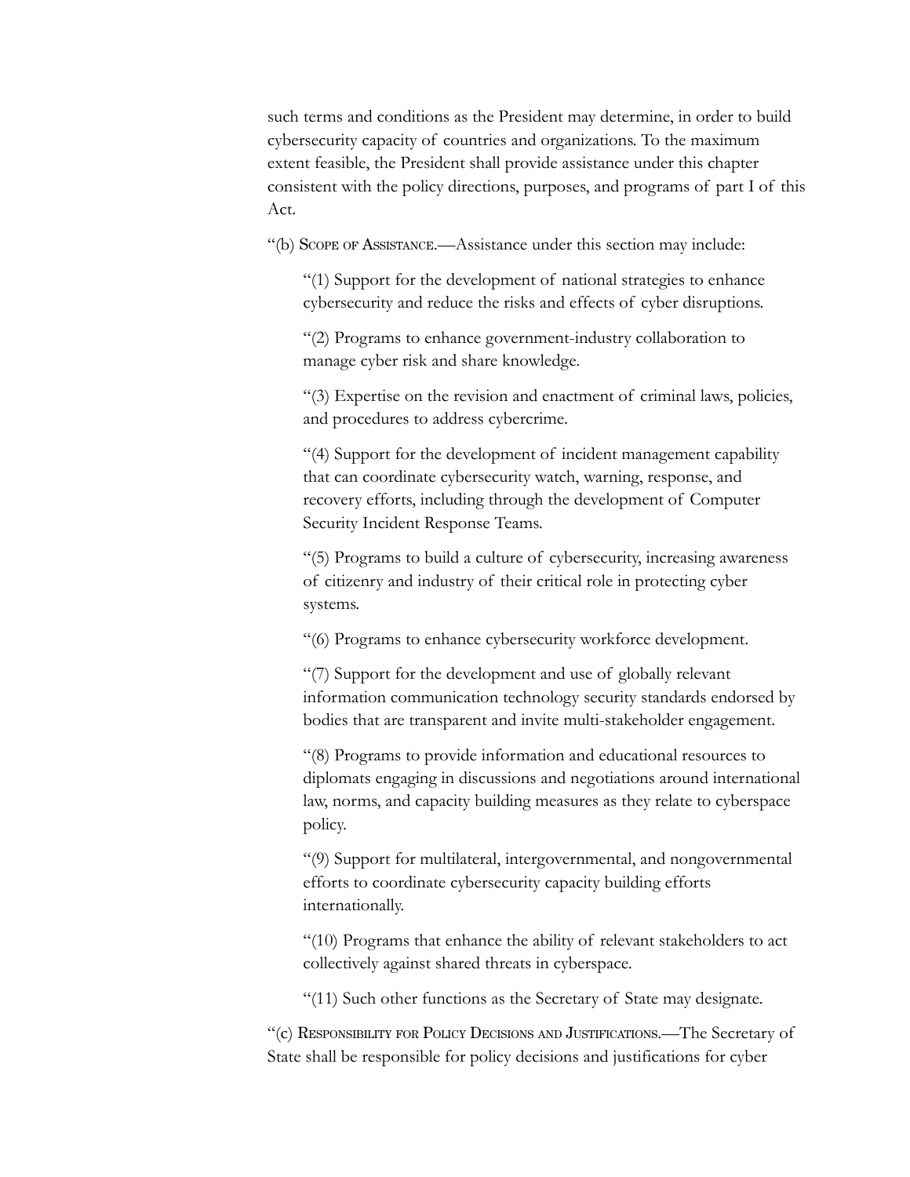such terms and conditions as the President may determine, in order to build cybersecurity capacity of countries and organizations. To the maximum extent feasible, the President shall provide assistance under this chapter consistent with the policy directions, purposes, and programs of part I of this Act.

"(b) Scope of Assistance.—Assistance under this section may include:

"(1) Support for the development of national strategies to enhance cybersecurity and reduce the risks and effects of cyber disruptions.

"(2) Programs to enhance government-industry collaboration to manage cyber risk and share knowledge.

"(3) Expertise on the revision and enactment of criminal laws, policies, and procedures to address cybercrime.

"(4) Support for the development of incident management capability that can coordinate cybersecurity watch, warning, response, and recovery efforts, including through the development of Computer Security Incident Response Teams.

"(5) Programs to build a culture of cybersecurity, increasing awareness of citizenry and industry of their critical role in protecting cyber systems.

"(6) Programs to enhance cybersecurity workforce development.

"(7) Support for the development and use of globally relevant information communication technology security standards endorsed by bodies that are transparent and invite multi-stakeholder engagement.

"(8) Programs to provide information and educational resources to diplomats engaging in discussions and negotiations around international law, norms, and capacity building measures as they relate to cyberspace policy.

"(9) Support for multilateral, intergovernmental, and nongovernmental efforts to coordinate cybersecurity capacity building efforts internationally.

"(10) Programs that enhance the ability of relevant stakeholders to act collectively against shared threats in cyberspace.

"(11) Such other functions as the Secretary of State may designate.

"(c) Responsibility for Policy Decisions and Justifications.—The Secretary of State shall be responsible for policy decisions and justifications for cyber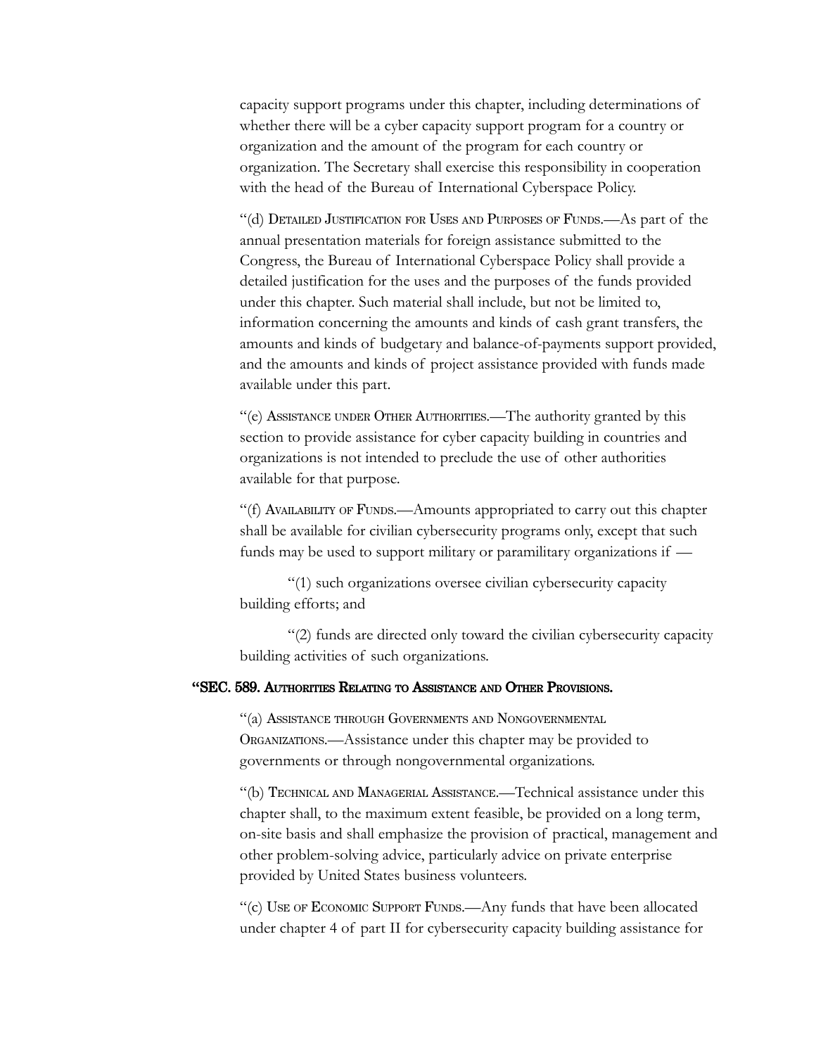capacity support programs under this chapter, including determinations of whether there will be a cyber capacity support program for a country or organization and the amount of the program for each country or organization. The Secretary shall exercise this responsibility in cooperation with the head of the Bureau of International Cyberspace Policy.

"(d) Detailed Justification for Uses and Purposes of Funds.—As part of the annual presentation materials for foreign assistance submitted to the Congress, the Bureau of International Cyberspace Policy shall provide a detailed justification for the uses and the purposes of the funds provided under this chapter. Such material shall include, but not be limited to, information concerning the amounts and kinds of cash grant transfers, the amounts and kinds of budgetary and balance-of-payments support provided, and the amounts and kinds of project assistance provided with funds made available under this part.

"(e) Assistance under Other Authorities.—The authority granted by this section to provide assistance for cyber capacity building in countries and organizations is not intended to preclude the use of other authorities available for that purpose.

"(f) Availability of Funds.—Amounts appropriated to carry out this chapter shall be available for civilian cybersecurity programs only, except that such funds may be used to support military or paramilitary organizations if —

"(1) such organizations oversee civilian cybersecurity capacity building efforts; and

"(2) funds are directed only toward the civilian cybersecurity capacity building activities of such organizations.

### "SEC. 589. Authorities Relating to Assistance and Other Provisions.

"(a) Assistance through Governments and Nongovernmental Organizations.—Assistance under this chapter may be provided to governments or through nongovernmental organizations.

"(b) Technical and Managerial Assistance.—Technical assistance under this chapter shall, to the maximum extent feasible, be provided on a long term, on-site basis and shall emphasize the provision of practical, management and other problem-solving advice, particularly advice on private enterprise provided by United States business volunteers.

"(c) Use of Economic Support Funds.—Any funds that have been allocated under chapter 4 of part II for cybersecurity capacity building assistance for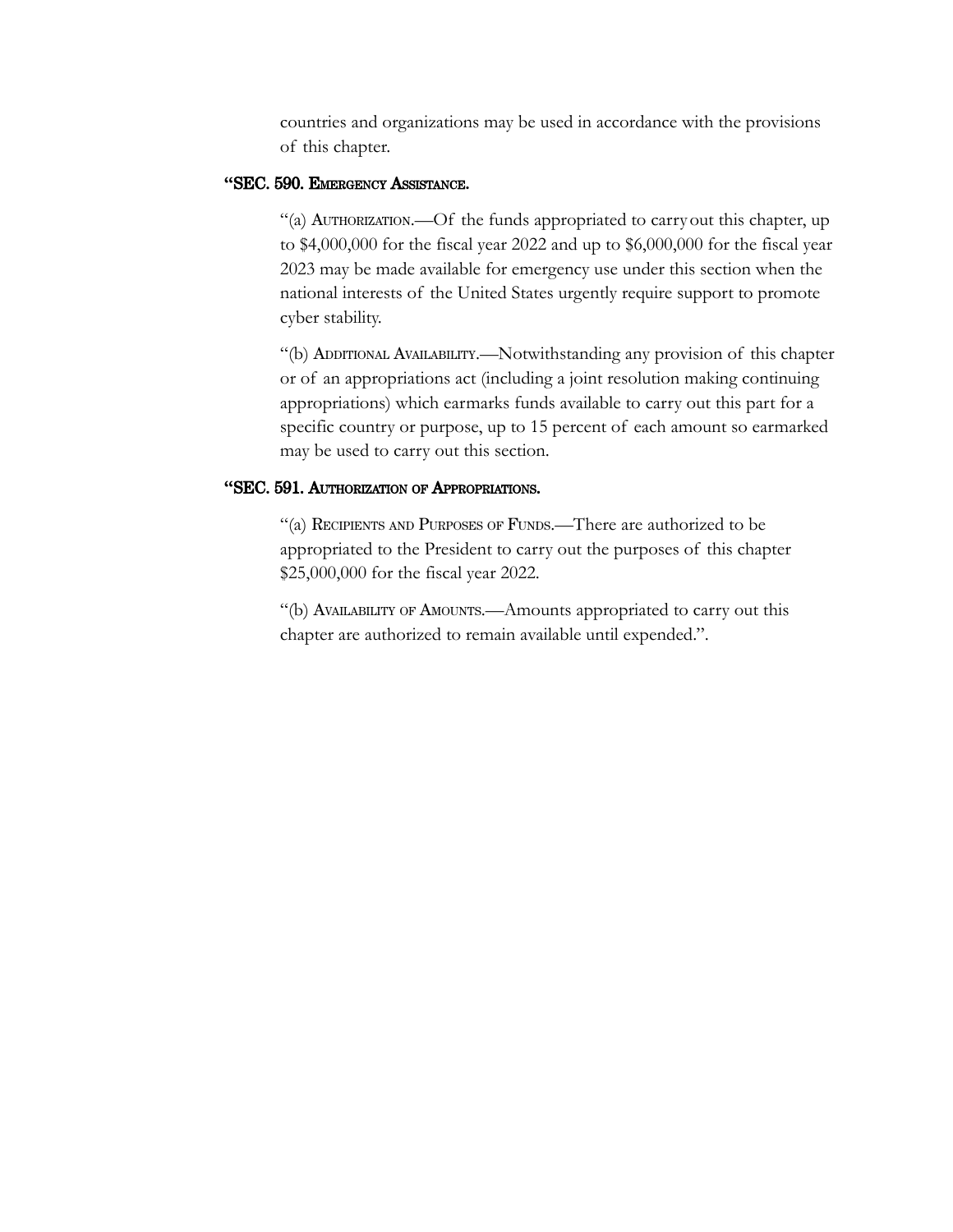countries and organizations may be used in accordance with the provisions of this chapter.

**"SEC. 590. EMERGENCY ASSISTANCE.**

"(a) AUTHORIZATION.—Of the funds appropriated to carry out this chapter, up to $4,000,000 for the fiscal year 2022 and up to $6,000,000 for the fiscal year 2023 may be made available for emergency use under this section when the national interests of the United States urgently require support to promote cyber stability.

"(b) ADDITIONAL AVAILABILITY.—Notwithstanding any provision of this chapter or of an appropriations act (including a joint resolution making continuing appropriations) which earmarks funds available to carry out this part for a specific country or purpose, up to 15 percent of each amount so earmarked may be used to carry out this section.

**"SEC. 591. AUTHORIZATION OF APPROPRIATIONS.**

"(a) RECIPIENTS AND PURPOSES OF FUNDS.—There are authorized to be appropriated to the President to carry out the purposes of this chapter $25,000,000 for the fiscal year 2022.

"(b) AVAILABILITY OF AMOUNTS.—Amounts appropriated to carry out this chapter are authorized to remain available until expended.".